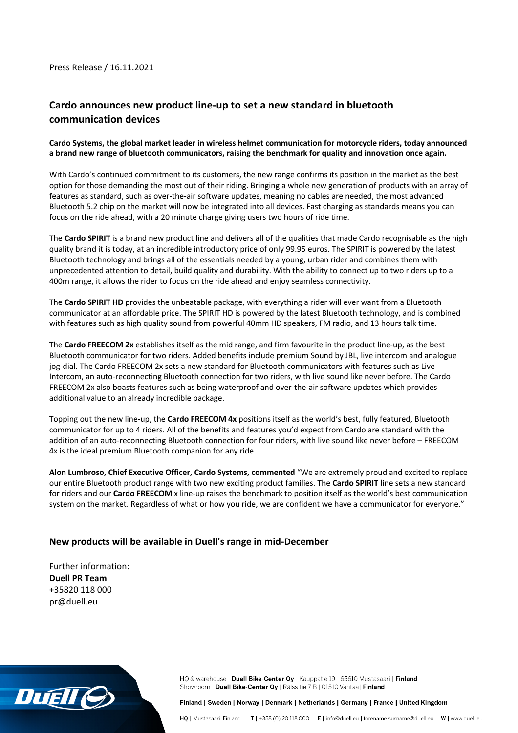Press Release / 16.11.2021

## Cardo announces new product line-up to set a new standard in bluetooth communication devices

**Cardo Systems, the global market leader in wireless helmet communication for motorcycle riders, today announced a brand new range of bluetooth communicators, raising the benchmark for quality and innovation once again.**

With Cardo's continued commitment to its customers, the new range confirms its position in the market as the best option for those demanding the most out of their riding. Bringing a whole new generation of products with an array of features as standard, such as over-the-air software updates, meaning no cables are needed, the most advanced Bluetooth 5.2 chip on the market will now be integrated into all devices. Fast charging as standards means you can focus on the ride ahead, with a 20 minute charge giving users two hours of ride time.

The **Cardo SPIRIT** is a brand new product line and delivers all of the qualities that made Cardo recognisable as the high quality brand it is today, at an incredible introductory price of only 99.95 euros. The SPIRIT is powered by the latest Bluetooth technology and brings all of the essentials needed by a young, urban rider and combines them with unprecedented attention to detail, build quality and durability. With the ability to connect up to two riders up to a 400m range, it allows the rider to focus on the ride ahead and enjoy seamless connectivity.

The **Cardo SPIRIT HD** provides the unbeatable package, with everything a rider will ever want from a Bluetooth communicator at an affordable price. The SPIRIT HD is powered by the latest Bluetooth technology, and is combined with features such as high quality sound from powerful 40mm HD speakers, FM radio, and 13 hours talk time.

The **Cardo FREECOM 2x** establishes itself as the mid range, and firm favourite in the product line-up, as the best Bluetooth communicator for two riders. Added benefits include premium Sound by JBL, live intercom and analogue jog-dial. The Cardo FREECOM 2x sets a new standard for Bluetooth communicators with features such as Live Intercom, an auto-reconnecting Bluetooth connection for two riders, with live sound like never before. The Cardo FREECOM 2x also boasts features such as being waterproof and over-the-air software updates which provides additional value to an already incredible package.

Topping out the new line-up, the **Cardo FREECOM 4x** positions itself as the world's best, fully featured, Bluetooth communicator for up to 4 riders. All of the benefits and features you'd expect from Cardo are standard with the addition of an auto-reconnecting Bluetooth connection for four riders, with live sound like never before – FREECOM 4x is the ideal premium Bluetooth companion for any ride.

**Alon Lumbroso, Chief Executive Officer, Cardo Systems, commented** "We are extremely proud and excited to replace our entire Bluetooth product range with two new exciting product families. The **Cardo SPIRIT** line sets a new standard for riders and our **Cardo FREECOM** x line-up raises the benchmark to position itself as the world's best communication system on the market. Regardless of what or how you ride, we are confident we have a communicator for everyone."

### New products will be available in Duell's range in mid-December

Further information:
**Duell PR Team**
+35820 118 000
pr@duell.eu

HQ & warehouse | **Duell Bike-Center Oy** | Kauppatie 19 | 65610 Mustasaari | **Finland**
Showroom | **Duell Bike-Center Oy** | Raissitie 7 B | 01510 Vantaa | **Finland**

**Finland | Sweden | Norway | Denmark | Netherlands | Germany | France | United Kingdom**

**HQ |** Mustasaari, Finland **T |** +358 (0) 20 118 000 **E |** info@duell.eu **|** forename.surname@duell.eu **W |** www.duell.eu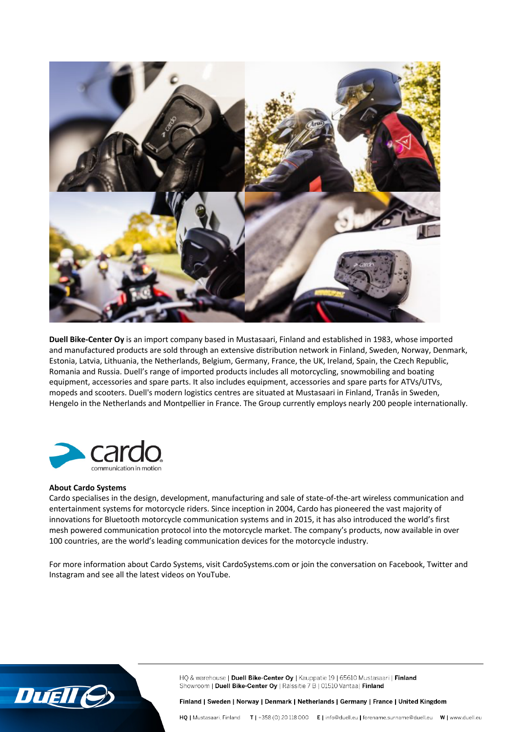**Duell Bike-Center Oy** is an import company based in Mustasaari, Finland and established in 1983, whose imported and manufactured products are sold through an extensive distribution network in Finland, Sweden, Norway, Denmark, Estonia, Latvia, Lithuania, the Netherlands, Belgium, Germany, France, the UK, Ireland, Spain, the Czech Republic, Romania and Russia. Duell's range of imported products includes all motorcycling, snowmobiling and boating equipment, accessories and spare parts. It also includes equipment, accessories and spare parts for ATVs/UTVs, mopeds and scooters. Duell's modern logistics centres are situated at Mustasaari in Finland, Tranås in Sweden, Hengelo in the Netherlands and Montpellier in France. The Group currently employs nearly 200 people internationally.

cardo
communication in motion

**About Cardo Systems**

Cardo specialises in the design, development, manufacturing and sale of state-of-the-art wireless communication and entertainment systems for motorcycle riders. Since inception in 2004, Cardo has pioneered the vast majority of innovations for Bluetooth motorcycle communication systems and in 2015, it has also introduced the world's first mesh powered communication protocol into the motorcycle market. The company's products, now available in over 100 countries, are the world's leading communication devices for the motorcycle industry.

For more information about Cardo Systems, visit CardoSystems.com or join the conversation on Facebook, Twitter and Instagram and see all the latest videos on YouTube.

HQ & warehouse | **Duell Bike-Center Oy** | Kauppatie 19 | 65610 Mustasaari | **Finland**
Showroom | **Duell Bike-Center Oy** | Ralssitie 7 B | 01510 Vantaa| **Finland**

**Finland | Sweden | Norway | Denmark | Netherlands | Germany | France | United Kingdom**

**HQ |** Mustasaari, Finland **T |** +358 (0) 20 118 000 **E |** info@duell.eu **|** forename.surname@duell.eu **W |** www.duell.eu